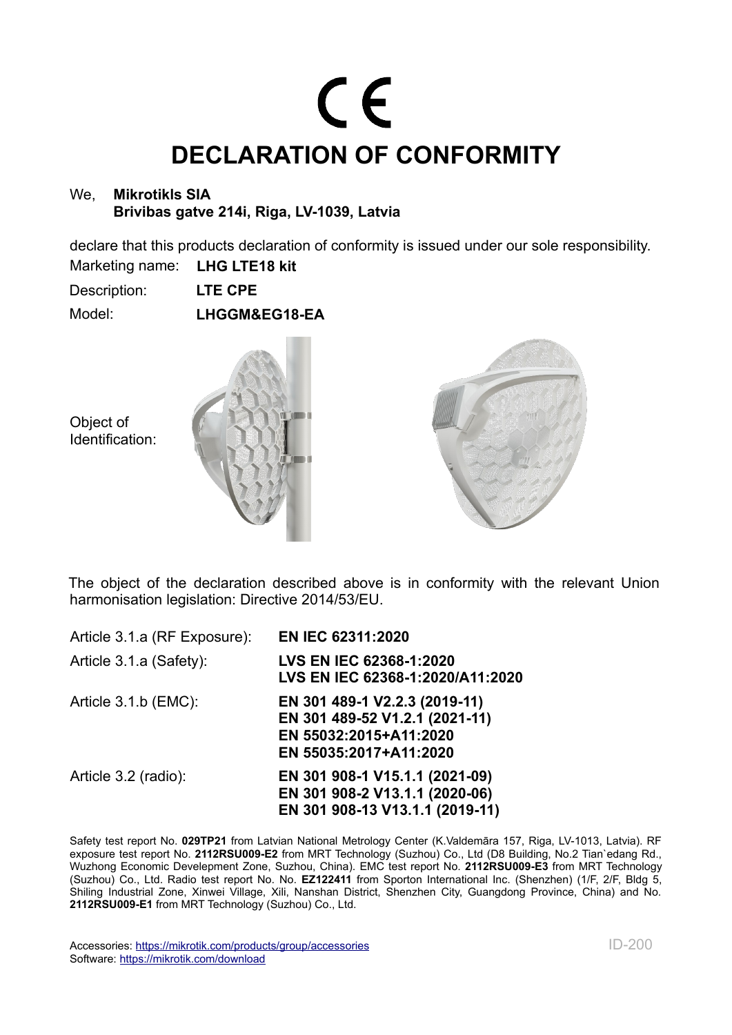CE

# DECLARATION OF CONFORMITY

We, **Mikrotikls SIA**
**Brivibas gatve 214i, Riga, LV-1039, Latvia**

declare that this products declaration of conformity is issued under our sole responsibility.

Marketing name: **LHG LTE18 kit**

Description: **LTE CPE**

Model: **LHGGM&EG18-EA**

Object of Identification:

The object of the declaration described above is in conformity with the relevant Union harmonisation legislation: Directive 2014/53/EU.

| | |
|---|---|
| Article 3.1.a (RF Exposure): | **EN IEC 62311:2020** |
| Article 3.1.a (Safety): | **LVS EN IEC 62368-1:2020**<br>**LVS EN IEC 62368-1:2020/A11:2020** |
| Article 3.1.b (EMC): | **EN 301 489-1 V2.2.3 (2019-11)**<br>**EN 301 489-52 V1.2.1 (2021-11)**<br>**EN 55032:2015+A11:2020**<br>**EN 55035:2017+A11:2020** |
| Article 3.2 (radio): | **EN 301 908-1 V15.1.1 (2021-09)**<br>**EN 301 908-2 V13.1.1 (2020-06)**<br>**EN 301 908-13 V13.1.1 (2019-11)** |

Safety test report No. **029TP21** from Latvian National Metrology Center (K.Valdemāra 157, Riga, LV-1013, Latvia). RF exposure test report No. **2112RSU009-E2** from MRT Technology (Suzhou) Co., Ltd (D8 Building, No.2 Tian`edang Rd., Wuzhong Economic Develepment Zone, Suzhou, China). EMC test report No. **2112RSU009-E3** from MRT Technology (Suzhou) Co., Ltd. Radio test report No. No. **EZ122411** from Sporton International Inc. (Shenzhen) (1/F, 2/F, Bldg 5, Shiling Industrial Zone, Xinwei Village, Xili, Nanshan District, Shenzhen City, Guangdong Province, China) and No. **2112RSU009-E1** from MRT Technology (Suzhou) Co., Ltd.

Accessories: https://mikrotik.com/products/group/accessories
Software: https://mikrotik.com/download

ID-200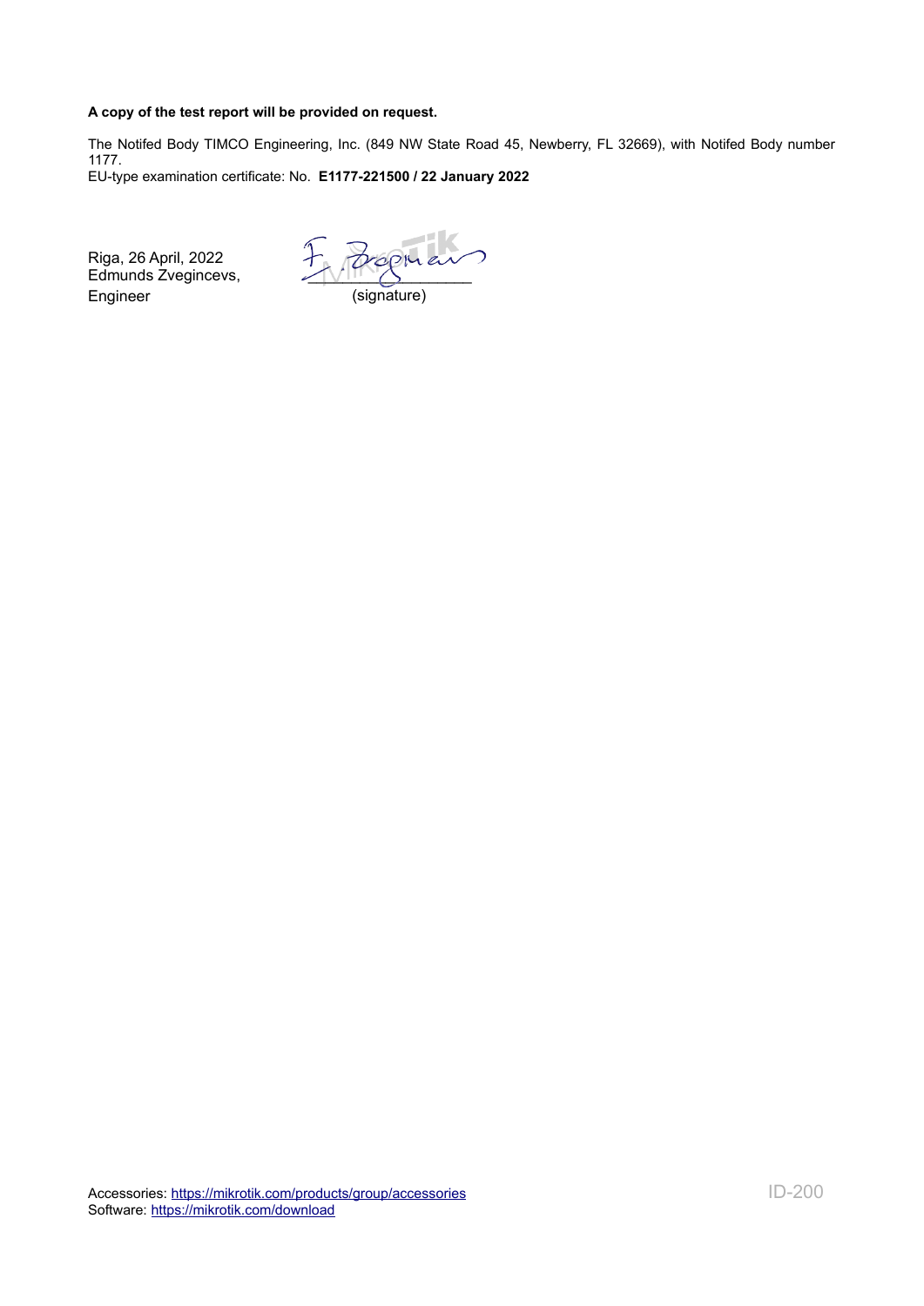**A copy of the test report will be provided on request.**

The Notifed Body TIMCO Engineering, Inc. (849 NW State Road 45, Newberry, FL 32669), with Notifed Body number 1177.
EU-type examination certificate: No. **E1177-221500 / 22 January 2022**

Riga, 26 April, 2022
Edmunds Zvegincevs,
Engineer

(signature)

Accessories: https://mikrotik.com/products/group/accessories
Software: https://mikrotik.com/download

ID-200